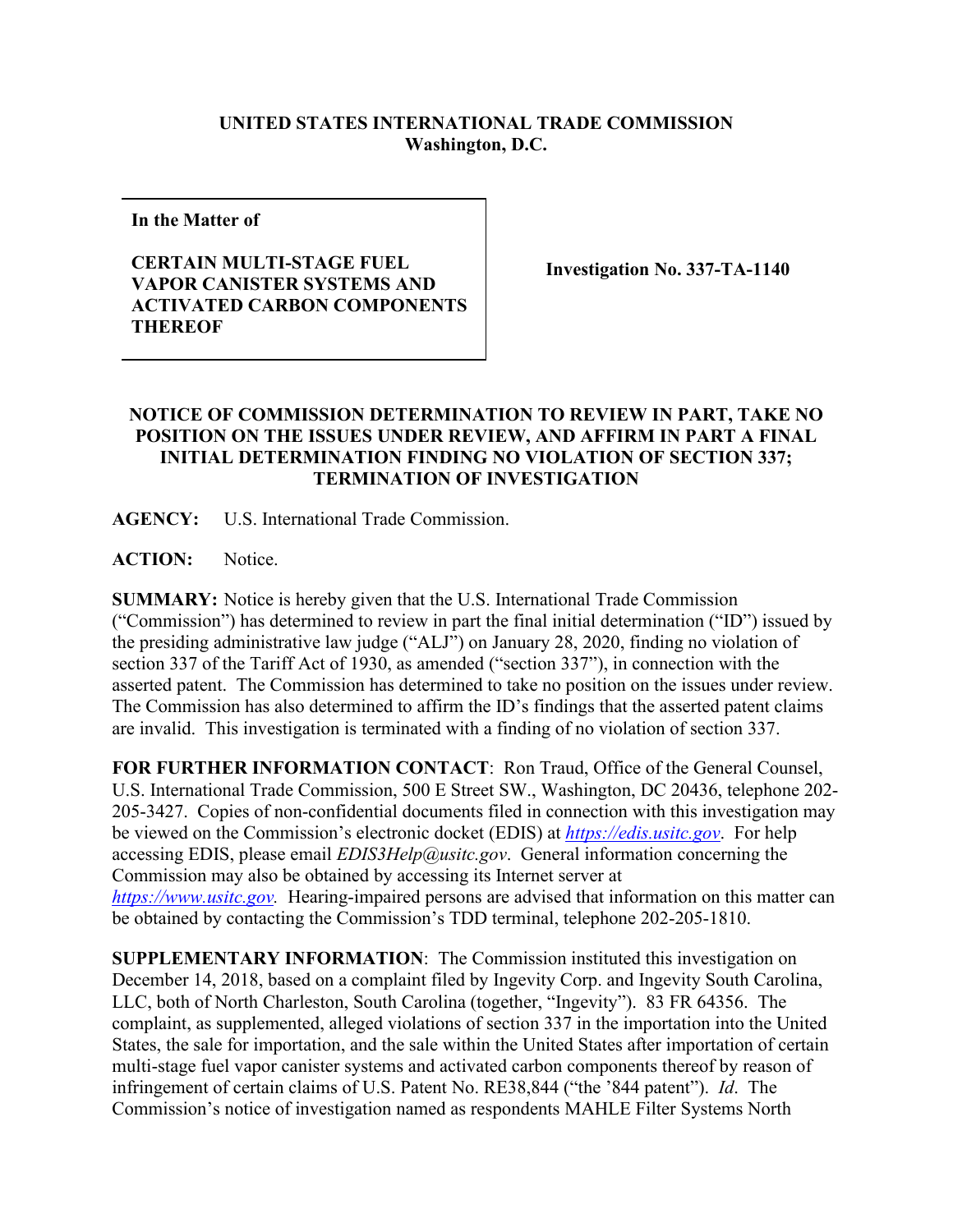**UNITED STATES INTERNATIONAL TRADE COMMISSION**
**Washington, D.C.**

| **In the Matter of**<br><br>**CERTAIN MULTI-STAGE FUEL VAPOR CANISTER SYSTEMS AND ACTIVATED CARBON COMPONENTS THEREOF** | **Investigation No. 337-TA-1140** |
|---|---|

**NOTICE OF COMMISSION DETERMINATION TO REVIEW IN PART, TAKE NO POSITION ON THE ISSUES UNDER REVIEW, AND AFFIRM IN PART A FINAL INITIAL DETERMINATION FINDING NO VIOLATION OF SECTION 337; TERMINATION OF INVESTIGATION**

**AGENCY:** U.S. International Trade Commission.

**ACTION:** Notice.

**SUMMARY:** Notice is hereby given that the U.S. International Trade Commission ("Commission") has determined to review in part the final initial determination ("ID") issued by the presiding administrative law judge ("ALJ") on January 28, 2020, finding no violation of section 337 of the Tariff Act of 1930, as amended ("section 337"), in connection with the asserted patent. The Commission has determined to take no position on the issues under review. The Commission has also determined to affirm the ID's findings that the asserted patent claims are invalid. This investigation is terminated with a finding of no violation of section 337.

**FOR FURTHER INFORMATION CONTACT**: Ron Traud, Office of the General Counsel, U.S. International Trade Commission, 500 E Street SW., Washington, DC 20436, telephone 202-205-3427. Copies of non-confidential documents filed in connection with this investigation may be viewed on the Commission's electronic docket (EDIS) at *https://edis.usitc.gov*. For help accessing EDIS, please email *EDIS3Help@usitc.gov*. General information concerning the Commission may also be obtained by accessing its Internet server at *https://www.usitc.gov*. Hearing-impaired persons are advised that information on this matter can be obtained by contacting the Commission's TDD terminal, telephone 202-205-1810.

**SUPPLEMENTARY INFORMATION**: The Commission instituted this investigation on December 14, 2018, based on a complaint filed by Ingevity Corp. and Ingevity South Carolina, LLC, both of North Charleston, South Carolina (together, "Ingevity"). 83 FR 64356. The complaint, as supplemented, alleged violations of section 337 in the importation into the United States, the sale for importation, and the sale within the United States after importation of certain multi-stage fuel vapor canister systems and activated carbon components thereof by reason of infringement of certain claims of U.S. Patent No. RE38,844 ("the '844 patent"). *Id*. The Commission's notice of investigation named as respondents MAHLE Filter Systems North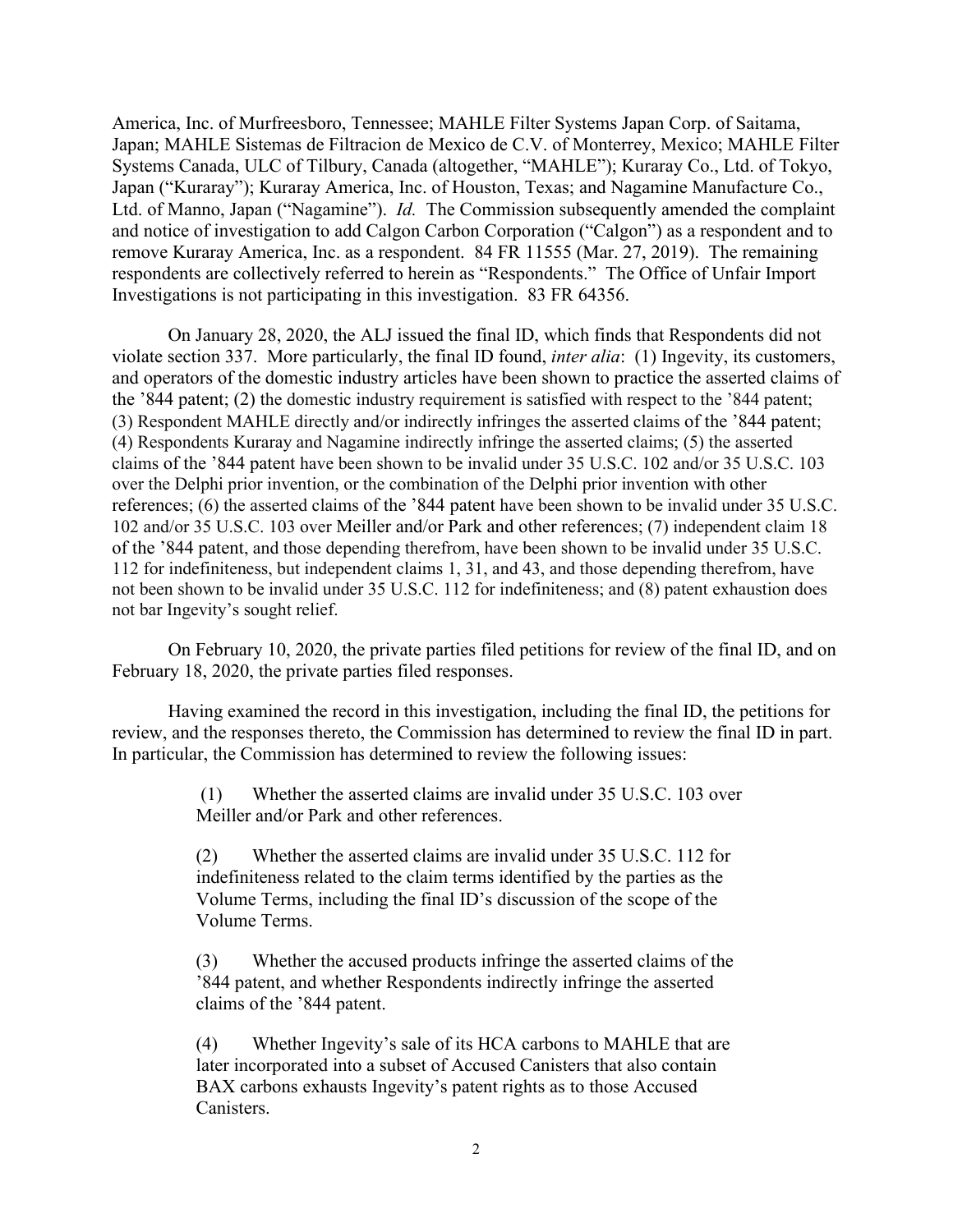America, Inc. of Murfreesboro, Tennessee; MAHLE Filter Systems Japan Corp. of Saitama, Japan; MAHLE Sistemas de Filtracion de Mexico de C.V. of Monterrey, Mexico; MAHLE Filter Systems Canada, ULC of Tilbury, Canada (altogether, "MAHLE"); Kuraray Co., Ltd. of Tokyo, Japan ("Kuraray"); Kuraray America, Inc. of Houston, Texas; and Nagamine Manufacture Co., Ltd. of Manno, Japan ("Nagamine"). *Id.* The Commission subsequently amended the complaint and notice of investigation to add Calgon Carbon Corporation ("Calgon") as a respondent and to remove Kuraray America, Inc. as a respondent. 84 FR 11555 (Mar. 27, 2019). The remaining respondents are collectively referred to herein as "Respondents." The Office of Unfair Import Investigations is not participating in this investigation. 83 FR 64356.

On January 28, 2020, the ALJ issued the final ID, which finds that Respondents did not violate section 337. More particularly, the final ID found, *inter alia*: (1) Ingevity, its customers, and operators of the domestic industry articles have been shown to practice the asserted claims of the '844 patent; (2) the domestic industry requirement is satisfied with respect to the '844 patent; (3) Respondent MAHLE directly and/or indirectly infringes the asserted claims of the '844 patent; (4) Respondents Kuraray and Nagamine indirectly infringe the asserted claims; (5) the asserted claims of the '844 patent have been shown to be invalid under 35 U.S.C. 102 and/or 35 U.S.C. 103 over the Delphi prior invention, or the combination of the Delphi prior invention with other references; (6) the asserted claims of the '844 patent have been shown to be invalid under 35 U.S.C. 102 and/or 35 U.S.C. 103 over Meiller and/or Park and other references; (7) independent claim 18 of the '844 patent, and those depending therefrom, have been shown to be invalid under 35 U.S.C. 112 for indefiniteness, but independent claims 1, 31, and 43, and those depending therefrom, have not been shown to be invalid under 35 U.S.C. 112 for indefiniteness; and (8) patent exhaustion does not bar Ingevity's sought relief.

On February 10, 2020, the private parties filed petitions for review of the final ID, and on February 18, 2020, the private parties filed responses.

Having examined the record in this investigation, including the final ID, the petitions for review, and the responses thereto, the Commission has determined to review the final ID in part. In particular, the Commission has determined to review the following issues:

(1) Whether the asserted claims are invalid under 35 U.S.C. 103 over Meiller and/or Park and other references.

(2) Whether the asserted claims are invalid under 35 U.S.C. 112 for indefiniteness related to the claim terms identified by the parties as the Volume Terms, including the final ID's discussion of the scope of the Volume Terms.

(3) Whether the accused products infringe the asserted claims of the '844 patent, and whether Respondents indirectly infringe the asserted claims of the '844 patent.

(4) Whether Ingevity's sale of its HCA carbons to MAHLE that are later incorporated into a subset of Accused Canisters that also contain BAX carbons exhausts Ingevity's patent rights as to those Accused Canisters.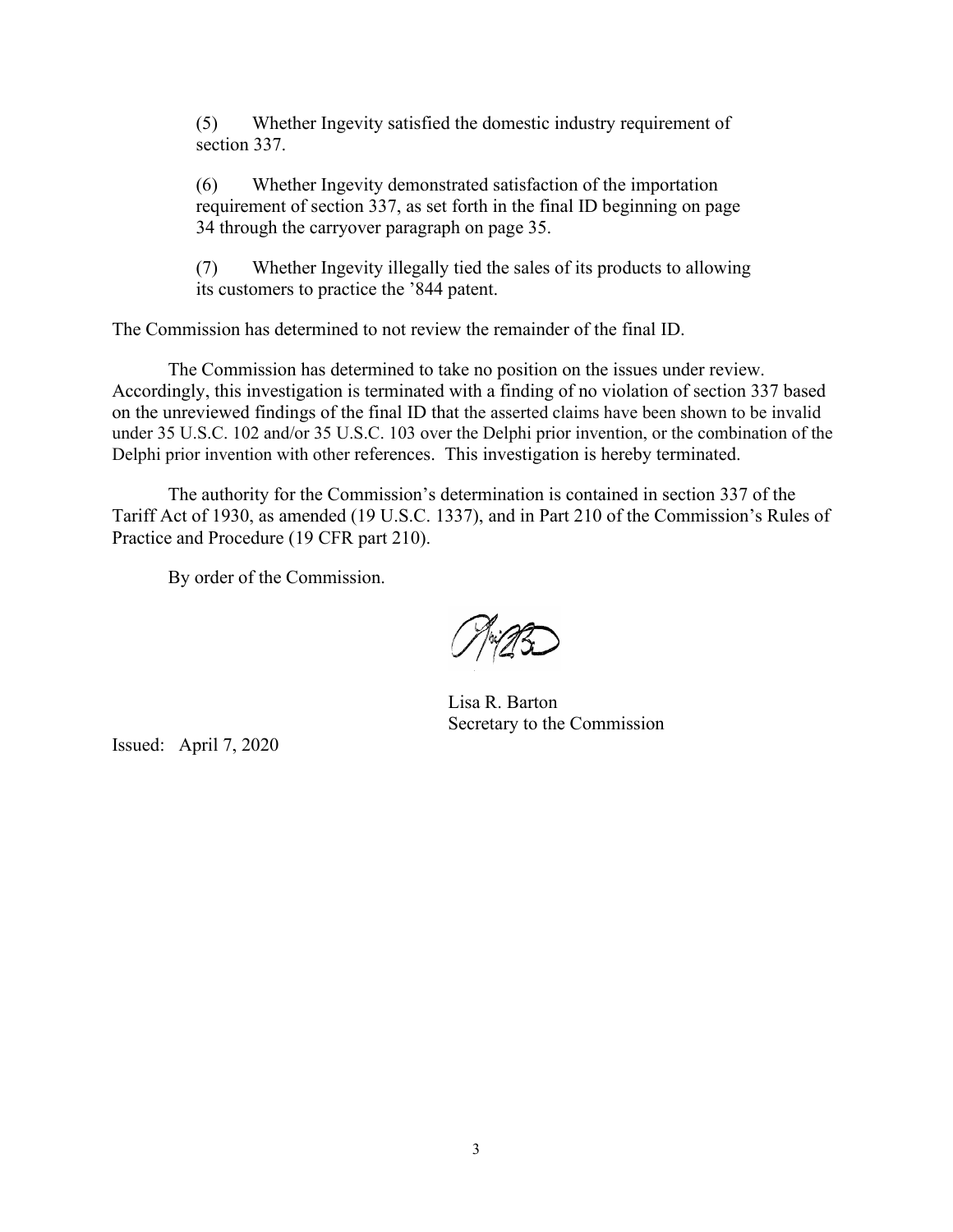(5) Whether Ingevity satisfied the domestic industry requirement of section 337.

(6) Whether Ingevity demonstrated satisfaction of the importation requirement of section 337, as set forth in the final ID beginning on page 34 through the carryover paragraph on page 35.

(7) Whether Ingevity illegally tied the sales of its products to allowing its customers to practice the '844 patent.

The Commission has determined to not review the remainder of the final ID.

The Commission has determined to take no position on the issues under review. Accordingly, this investigation is terminated with a finding of no violation of section 337 based on the unreviewed findings of the final ID that the asserted claims have been shown to be invalid under 35 U.S.C. 102 and/or 35 U.S.C. 103 over the Delphi prior invention, or the combination of the Delphi prior invention with other references. This investigation is hereby terminated.

The authority for the Commission's determination is contained in section 337 of the Tariff Act of 1930, as amended (19 U.S.C. 1337), and in Part 210 of the Commission's Rules of Practice and Procedure (19 CFR part 210).

By order of the Commission.

Lisa R. Barton
Secretary to the Commission

Issued: April 7, 2020